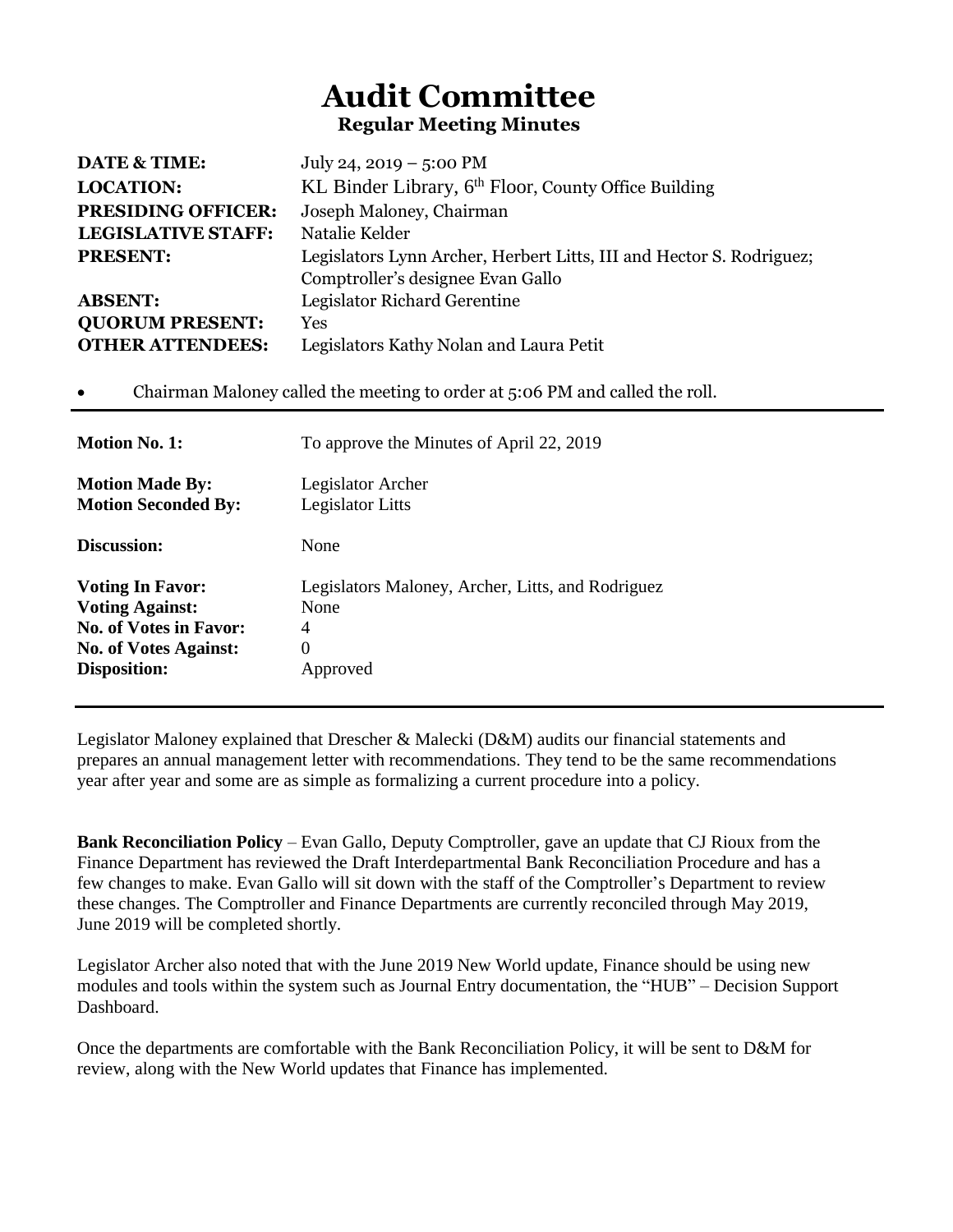# Audit Committee

### Regular Meeting Minutes

| | |
|---|---|
| **DATE & TIME:** | July 24, 2019 – 5:00 PM |
| **LOCATION:** | KL Binder Library, 6th Floor, County Office Building |
| **PRESIDING OFFICER:** | Joseph Maloney, Chairman |
| **LEGISLATIVE STAFF:** | Natalie Kelder |
| **PRESENT:** | Legislators Lynn Archer, Herbert Litts, III and Hector S. Rodriguez; Comptroller's designee Evan Gallo |
| **ABSENT:** | Legislator Richard Gerentine |
| **QUORUM PRESENT:** | Yes |
| **OTHER ATTENDEES:** | Legislators Kathy Nolan and Laura Petit |

- Chairman Maloney called the meeting to order at 5:06 PM and called the roll.

---

| | |
|---|---|
| **Motion No. 1:** | To approve the Minutes of April 22, 2019 |
| **Motion Made By:** | Legislator Archer |
| **Motion Seconded By:** | Legislator Litts |
| **Discussion:** | None |
| **Voting In Favor:** | Legislators Maloney, Archer, Litts, and Rodriguez |
| **Voting Against:** | None |
| **No. of Votes in Favor:** | 4 |
| **No. of Votes Against:** | 0 |
| **Disposition:** | Approved |

---

Legislator Maloney explained that Drescher & Malecki (D&M) audits our financial statements and prepares an annual management letter with recommendations. They tend to be the same recommendations year after year and some are as simple as formalizing a current procedure into a policy.

**Bank Reconciliation Policy** – Evan Gallo, Deputy Comptroller, gave an update that CJ Rioux from the Finance Department has reviewed the Draft Interdepartmental Bank Reconciliation Procedure and has a few changes to make. Evan Gallo will sit down with the staff of the Comptroller's Department to review these changes. The Comptroller and Finance Departments are currently reconciled through May 2019, June 2019 will be completed shortly.

Legislator Archer also noted that with the June 2019 New World update, Finance should be using new modules and tools within the system such as Journal Entry documentation, the "HUB" – Decision Support Dashboard.

Once the departments are comfortable with the Bank Reconciliation Policy, it will be sent to D&M for review, along with the New World updates that Finance has implemented.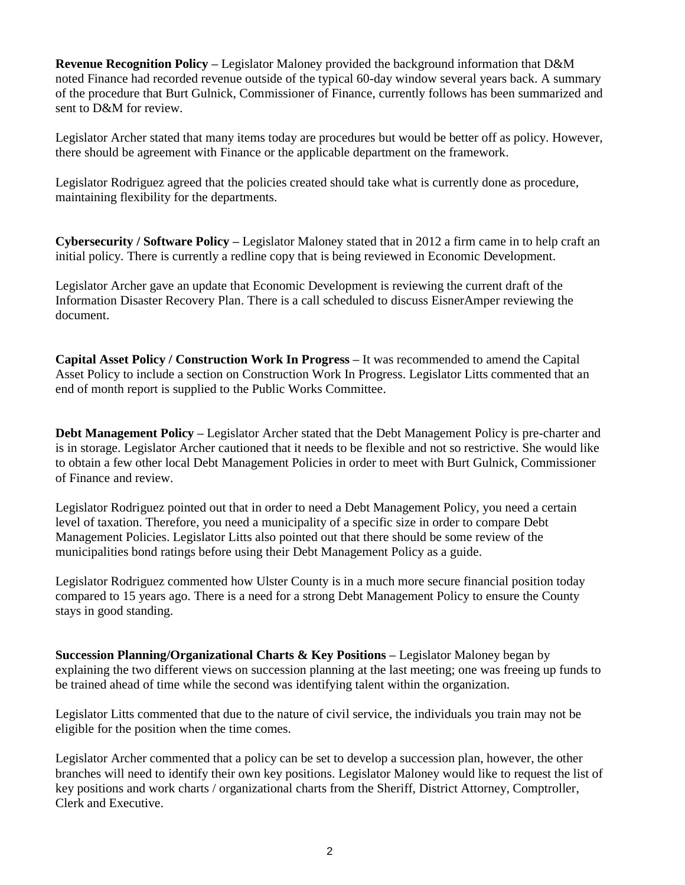**Revenue Recognition Policy –** Legislator Maloney provided the background information that D&M noted Finance had recorded revenue outside of the typical 60-day window several years back. A summary of the procedure that Burt Gulnick, Commissioner of Finance, currently follows has been summarized and sent to D&M for review.

Legislator Archer stated that many items today are procedures but would be better off as policy. However, there should be agreement with Finance or the applicable department on the framework.

Legislator Rodriguez agreed that the policies created should take what is currently done as procedure, maintaining flexibility for the departments.

**Cybersecurity / Software Policy –** Legislator Maloney stated that in 2012 a firm came in to help craft an initial policy. There is currently a redline copy that is being reviewed in Economic Development.

Legislator Archer gave an update that Economic Development is reviewing the current draft of the Information Disaster Recovery Plan. There is a call scheduled to discuss EisnerAmper reviewing the document.

**Capital Asset Policy / Construction Work In Progress –** It was recommended to amend the Capital Asset Policy to include a section on Construction Work In Progress. Legislator Litts commented that an end of month report is supplied to the Public Works Committee.

**Debt Management Policy –** Legislator Archer stated that the Debt Management Policy is pre-charter and is in storage. Legislator Archer cautioned that it needs to be flexible and not so restrictive. She would like to obtain a few other local Debt Management Policies in order to meet with Burt Gulnick, Commissioner of Finance and review.

Legislator Rodriguez pointed out that in order to need a Debt Management Policy, you need a certain level of taxation. Therefore, you need a municipality of a specific size in order to compare Debt Management Policies. Legislator Litts also pointed out that there should be some review of the municipalities bond ratings before using their Debt Management Policy as a guide.

Legislator Rodriguez commented how Ulster County is in a much more secure financial position today compared to 15 years ago. There is a need for a strong Debt Management Policy to ensure the County stays in good standing.

**Succession Planning/Organizational Charts & Key Positions –** Legislator Maloney began by explaining the two different views on succession planning at the last meeting; one was freeing up funds to be trained ahead of time while the second was identifying talent within the organization.

Legislator Litts commented that due to the nature of civil service, the individuals you train may not be eligible for the position when the time comes.

Legislator Archer commented that a policy can be set to develop a succession plan, however, the other branches will need to identify their own key positions. Legislator Maloney would like to request the list of key positions and work charts / organizational charts from the Sheriff, District Attorney, Comptroller, Clerk and Executive.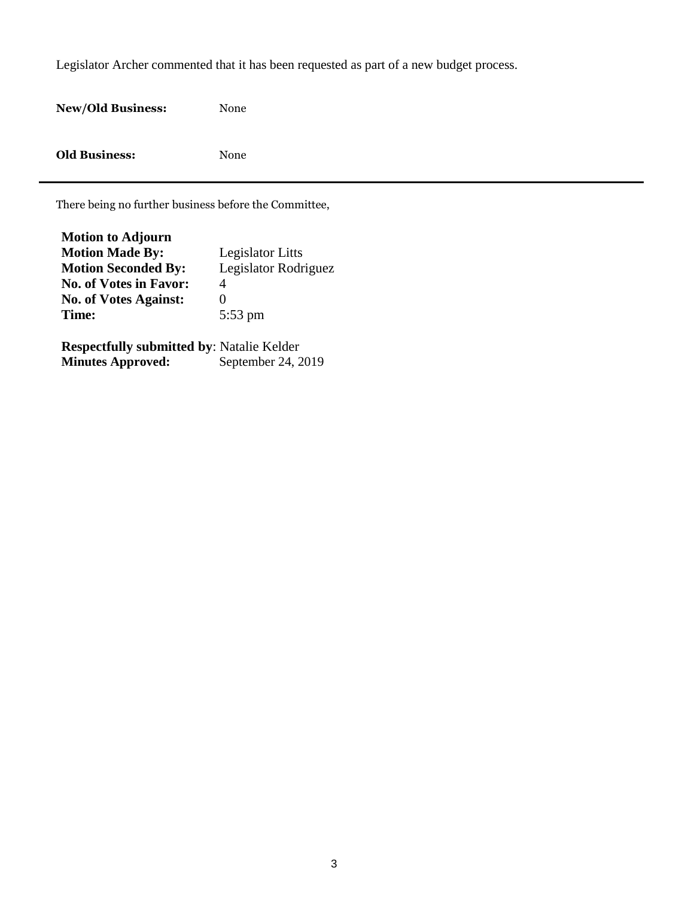Legislator Archer commented that it has been requested as part of a new budget process.

**New/Old Business:** None

**Old Business:** None

---

There being no further business before the Committee,

**Motion to Adjourn**
**Motion Made By:** Legislator Litts
**Motion Seconded By:** Legislator Rodriguez
**No. of Votes in Favor:** 4
**No. of Votes Against:** 0
**Time:** 5:53 pm

**Respectfully submitted by**: Natalie Kelder
**Minutes Approved:** September 24, 2019